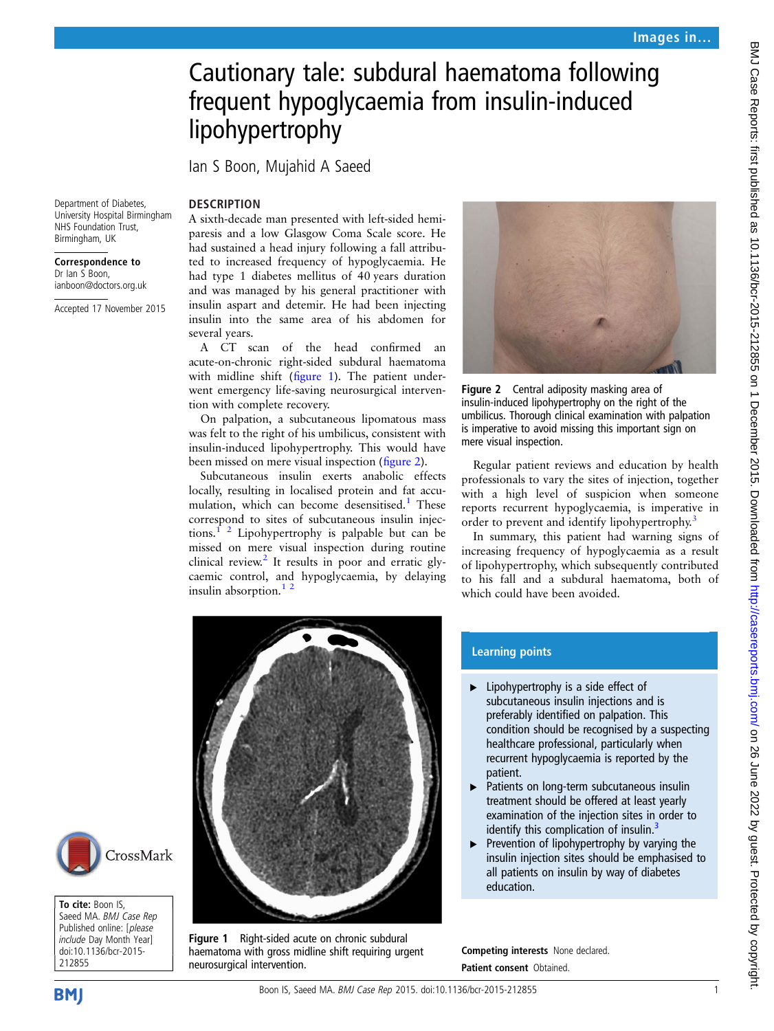# Cautionary tale: subdural haematoma following frequent hypoglycaemia from insulin-induced lipohypertrophy

Ian S Boon, Mujahid A Saeed

Department of Diabetes, University Hospital Birmingham NHS Foundation Trust, Birmingham, UK

**Correspondence to**
Dr Ian S Boon, ianboon@doctors.org.uk

Accepted 17 November 2015

## DESCRIPTION

A sixth-decade man presented with left-sided hemiparesis and a low Glasgow Coma Scale score. He had sustained a head injury following a fall attributed to increased frequency of hypoglycaemia. He had type 1 diabetes mellitus of 40 years duration and was managed by his general practitioner with insulin aspart and detemir. He had been injecting insulin into the same area of his abdomen for several years.

A CT scan of the head confirmed an acute-on-chronic right-sided subdural haematoma with midline shift (figure 1). The patient underwent emergency life-saving neurosurgical intervention with complete recovery.

On palpation, a subcutaneous lipomatous mass was felt to the right of his umbilicus, consistent with insulin-induced lipohypertrophy. This would have been missed on mere visual inspection (figure 2).

Subcutaneous insulin exerts anabolic effects locally, resulting in localised protein and fat accumulation, which can become desensitised.[1] These correspond to sites of subcutaneous insulin injections.[1 2] Lipohypertrophy is palpable but can be missed on mere visual inspection during routine clinical review.[2] It results in poor and erratic glycaemic control, and hypoglycaemia, by delaying insulin absorption.[1 2]

Figure 2 Central adiposity masking area of insulin-induced lipohypertrophy on the right of the umbilicus. Thorough clinical examination with palpation is imperative to avoid missing this important sign on mere visual inspection.

Regular patient reviews and education by health professionals to vary the sites of injection, together with a high level of suspicion when someone reports recurrent hypoglycaemia, is imperative in order to prevent and identify lipohypertrophy.[3]

In summary, this patient had warning signs of increasing frequency of hypoglycaemia as a result of lipohypertrophy, which subsequently contributed to his fall and a subdural haematoma, both of which could have been avoided.

Figure 1 Right-sided acute on chronic subdural haematoma with gross midline shift requiring urgent neurosurgical intervention.

### Learning points

- Lipohypertrophy is a side effect of subcutaneous insulin injections and is preferably identified on palpation. This condition should be recognised by a suspecting healthcare professional, particularly when recurrent hypoglycaemia is reported by the patient.
- Patients on long-term subcutaneous insulin treatment should be offered at least yearly examination of the injection sites in order to identify this complication of insulin.[3]
- Prevention of lipohypertrophy by varying the insulin injection sites should be emphasised to all patients on insulin by way of diabetes education.

**To cite:** Boon IS, Saeed MA. *BMJ Case Rep* Published online: [*please include* Day Month Year] doi:10.1136/bcr-2015-212855

**Competing interests** None declared.

**Patient consent** Obtained.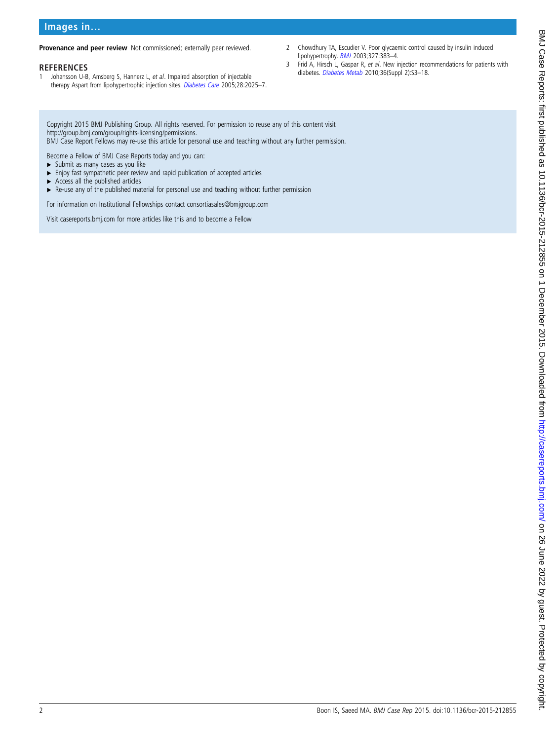**Provenance and peer review** Not commissioned; externally peer reviewed.

## REFERENCES

1. Johansson U-B, Amsberg S, Hannerz L, *et al*. Impaired absorption of injectable therapy Aspart from lipohypertrophic injection sites. *Diabetes Care* 2005;28:2025–7.
2. Chowdhury TA, Escudier V. Poor glycaemic control caused by insulin induced lipohypertrophy. *BMJ* 2003;327:383–4.
3. Frid A, Hirsch L, Gaspar R, *et al*. New injection recommendations for patients with diabetes. *Diabetes Metab* 2010;36(Suppl 2):S3–18.

Copyright 2015 BMJ Publishing Group. All rights reserved. For permission to reuse any of this content visit http://group.bmj.com/group/rights-licensing/permissions.
BMJ Case Report Fellows may re-use this article for personal use and teaching without any further permission.

Become a Fellow of BMJ Case Reports today and you can:

- Submit as many cases as you like
- Enjoy fast sympathetic peer review and rapid publication of accepted articles
- Access all the published articles
- Re-use any of the published material for personal use and teaching without further permission

For information on Institutional Fellowships contact consortiasales@bmjgroup.com

Visit casereports.bmj.com for more articles like this and to become a Fellow